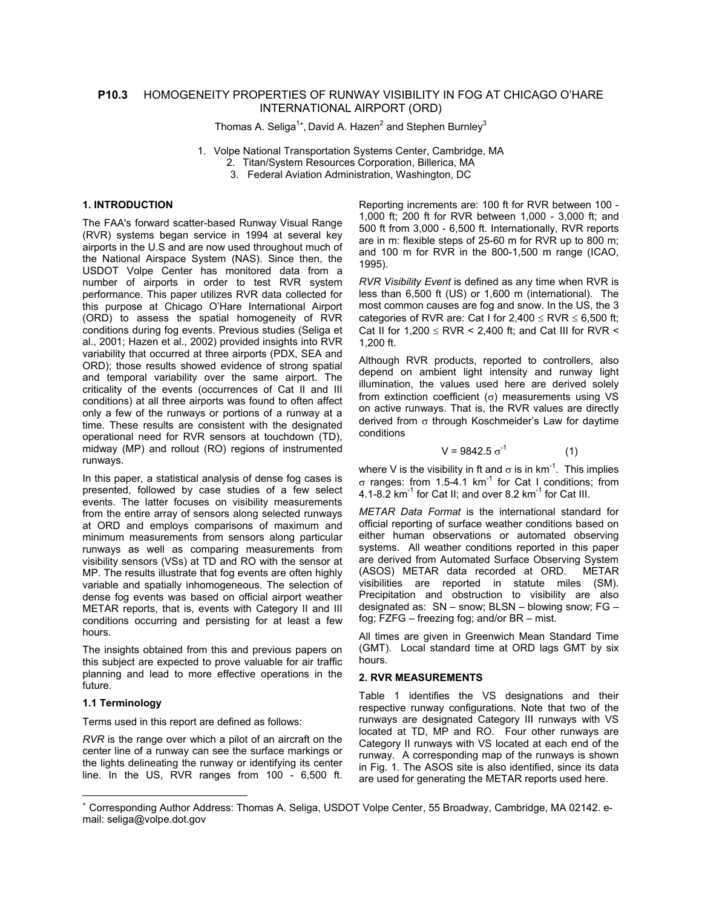**P10.3** HOMOGENEITY PROPERTIES OF RUNWAY VISIBILITY IN FOG AT CHICAGO O'HARE INTERNATIONAL AIRPORT (ORD)

Thomas A. Seliga[1*], David A. Hazen[2] and Stephen Burnley[3]

1. Volpe National Transportation Systems Center, Cambridge, MA
2. Titan/System Resources Corporation, Billerica, MA
3. Federal Aviation Administration, Washington, DC

## 1. INTRODUCTION

The FAA's forward scatter-based Runway Visual Range (RVR) systems began service in 1994 at several key airports in the U.S and are now used throughout much of the National Airspace System (NAS). Since then, the USDOT Volpe Center has monitored data from a number of airports in order to test RVR system performance. This paper utilizes RVR data collected for this purpose at Chicago O'Hare International Airport (ORD) to assess the spatial homogeneity of RVR conditions during fog events. Previous studies (Seliga et al., 2001; Hazen et al., 2002) provided insights into RVR variability that occurred at three airports (PDX, SEA and ORD); those results showed evidence of strong spatial and temporal variability over the same airport. The criticality of the events (occurrences of Cat II and III conditions) at all three airports was found to often affect only a few of the runways or portions of a runway at a time. These results are consistent with the designated operational need for RVR sensors at touchdown (TD), midway (MP) and rollout (RO) regions of instrumented runways.

In this paper, a statistical analysis of dense fog cases is presented, followed by case studies of a few select events. The latter focuses on visibility measurements from the entire array of sensors along selected runways at ORD and employs comparisons of maximum and minimum measurements from sensors along particular runways as well as comparing measurements from visibility sensors (VSs) at TD and RO with the sensor at MP. The results illustrate that fog events are often highly variable and spatially inhomogeneous. The selection of dense fog events was based on official airport weather METAR reports, that is, events with Category II and III conditions occurring and persisting for at least a few hours.

The insights obtained from this and previous papers on this subject are expected to prove valuable for air traffic planning and lead to more effective operations in the future.

### 1.1 Terminology

Terms used in this report are defined as follows:

*RVR* is the range over which a pilot of an aircraft on the center line of a runway can see the surface markings or the lights delineating the runway or identifying its center line. In the US, RVR ranges from 100 - 6,500 ft. Reporting increments are: 100 ft for RVR between 100 - 1,000 ft; 200 ft for RVR between 1,000 - 3,000 ft; and 500 ft from 3,000 - 6,500 ft. Internationally, RVR reports are in m: flexible steps of 25-60 m for RVR up to 800 m; and 100 m for RVR in the 800-1,500 m range (ICAO, 1995).

*RVR Visibility Event* is defined as any time when RVR is less than 6,500 ft (US) or 1,600 m (international). The most common causes are fog and snow. In the US, the 3 categories of RVR are: Cat I for 2,400 ≤ RVR ≤ 6,500 ft; Cat II for 1,200 ≤ RVR < 2,400 ft; and Cat III for RVR < 1,200 ft.

Although RVR products, reported to controllers, also depend on ambient light intensity and runway light illumination, the values used here are derived solely from extinction coefficient ($\sigma$) measurements using VS on active runways. That is, the RVR values are directly derived from $\sigma$ through Koschmeider's Law for daytime conditions

$$V = 9842.5\ \sigma^{-1} \qquad (1)$$

where V is the visibility in ft and $\sigma$ is in km$^{-1}$. This implies $\sigma$ ranges: from 1.5-4.1 km$^{-1}$ for Cat I conditions; from 4.1-8.2 km$^{-1}$ for Cat II; and over 8.2 km$^{-1}$ for Cat III.

*METAR Data Format* is the international standard for official reporting of surface weather conditions based on either human observations or automated observing systems. All weather conditions reported in this paper are derived from Automated Surface Observing System (ASOS) METAR data recorded at ORD. METAR visibilities are reported in statute miles (SM). Precipitation and obstruction to visibility are also designated as: SN – snow; BLSN – blowing snow; FG – fog; FZFG – freezing fog; and/or BR – mist.

All times are given in Greenwich Mean Standard Time (GMT). Local standard time at ORD lags GMT by six hours.

## 2. RVR MEASUREMENTS

Table 1 identifies the VS designations and their respective runway configurations. Note that two of the runways are designated Category III runways with VS located at TD, MP and RO. Four other runways are Category II runways with VS located at each end of the runway. A corresponding map of the runways is shown in Fig. 1. The ASOS site is also identified, since its data are used for generating the METAR reports used here.

---

\* Corresponding Author Address: Thomas A. Seliga, USDOT Volpe Center, 55 Broadway, Cambridge, MA 02142. e-mail: seliga@volpe.dot.gov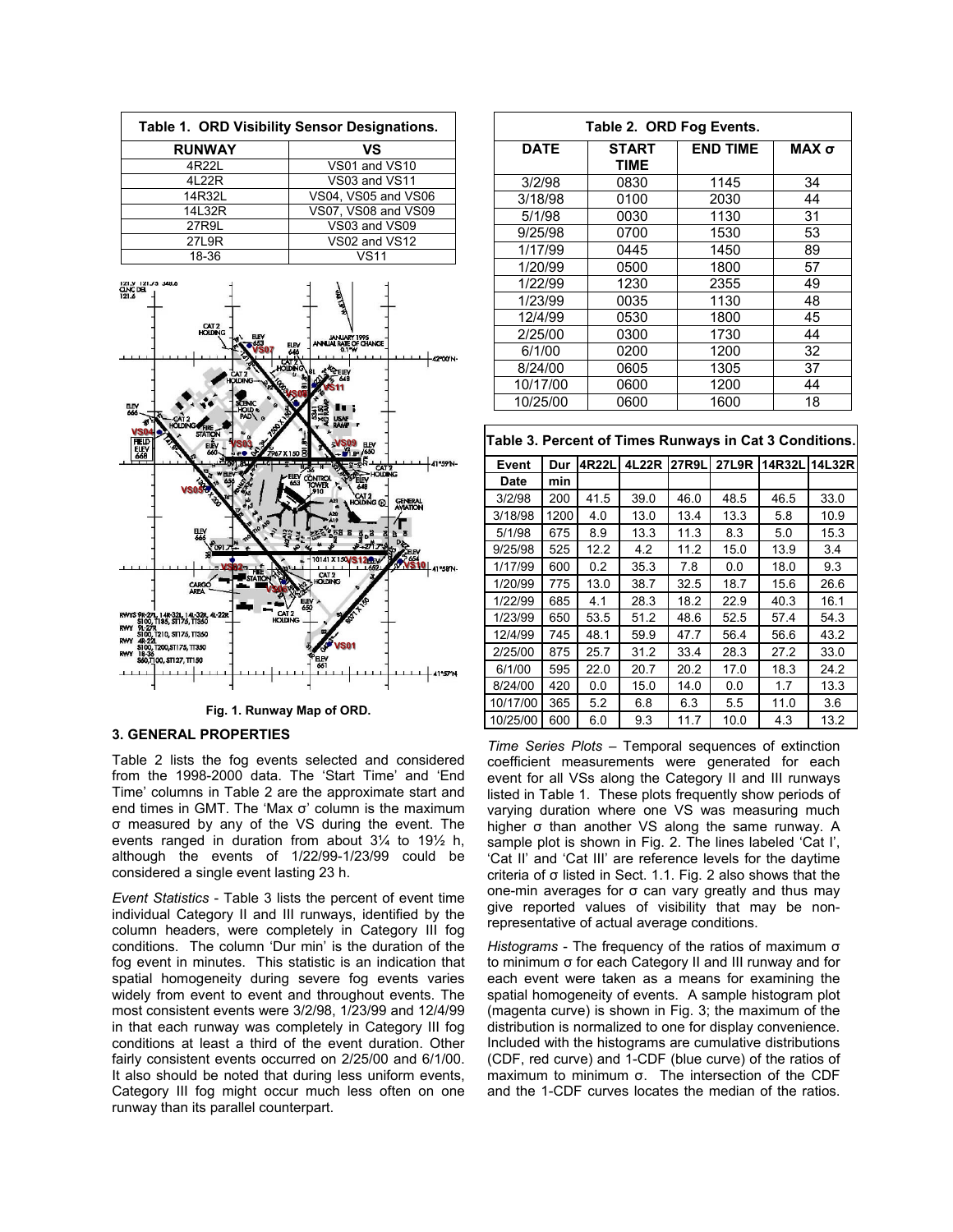**Table 1. ORD Visibility Sensor Designations.**

| RUNWAY | VS |
|---|---|
| 4R22L | VS01 and VS10 |
| 4L22R | VS03 and VS11 |
| 14R32L | VS04, VS05 and VS06 |
| 14L32R | VS07, VS08 and VS09 |
| 27R9L | VS03 and VS09 |
| 27L9R | VS02 and VS12 |
| 18-36 | VS11 |

Fig. 1. Runway Map of ORD.

## 3. GENERAL PROPERTIES

Table 2 lists the fog events selected and considered from the 1998-2000 data. The 'Start Time' and 'End Time' columns in Table 2 are the approximate start and end times in GMT. The 'Max σ' column is the maximum σ measured by any of the VS during the event. The events ranged in duration from about 3¼ to 19½ h, although the events of 1/22/99-1/23/99 could be considered a single event lasting 23 h.

*Event Statistics* - Table 3 lists the percent of event time individual Category II and III runways, identified by the column headers, were completely in Category III fog conditions. The column 'Dur min' is the duration of the fog event in minutes. This statistic is an indication that spatial homogeneity during severe fog events varies widely from event to event and throughout events. The most consistent events were 3/2/98, 1/23/99 and 12/4/99 in that each runway was completely in Category III fog conditions at least a third of the event duration. Other fairly consistent events occurred on 2/25/00 and 6/1/00. It also should be noted that during less uniform events, Category III fog might occur much less often on one runway than its parallel counterpart.

**Table 2. ORD Fog Events.**

| DATE | START TIME | END TIME | MAX σ |
|---|---|---|---|
| 3/2/98 | 0830 | 1145 | 34 |
| 3/18/98 | 0100 | 2030 | 44 |
| 5/1/98 | 0030 | 1130 | 31 |
| 9/25/98 | 0700 | 1530 | 53 |
| 1/17/99 | 0445 | 1450 | 89 |
| 1/20/99 | 0500 | 1800 | 57 |
| 1/22/99 | 1230 | 2355 | 49 |
| 1/23/99 | 0035 | 1130 | 48 |
| 12/4/99 | 0530 | 1800 | 45 |
| 2/25/00 | 0300 | 1730 | 44 |
| 6/1/00 | 0200 | 1200 | 32 |
| 8/24/00 | 0605 | 1305 | 37 |
| 10/17/00 | 0600 | 1200 | 44 |
| 10/25/00 | 0600 | 1600 | 18 |

**Table 3. Percent of Times Runways in Cat 3 Conditions.**

| Event Date | Dur min | 4R22L | 4L22R | 27R9L | 27L9R | 14R32L | 14L32R |
|---|---|---|---|---|---|---|---|
| 3/2/98 | 200 | 41.5 | 39.0 | 46.0 | 48.5 | 46.5 | 33.0 |
| 3/18/98 | 1200 | 4.0 | 13.0 | 13.4 | 13.3 | 5.8 | 10.9 |
| 5/1/98 | 675 | 8.9 | 13.3 | 11.3 | 8.3 | 5.0 | 15.3 |
| 9/25/98 | 525 | 12.2 | 4.2 | 11.2 | 15.0 | 13.9 | 3.4 |
| 1/17/99 | 600 | 0.2 | 35.3 | 7.8 | 0.0 | 18.0 | 9.3 |
| 1/20/99 | 775 | 13.0 | 38.7 | 32.5 | 18.7 | 15.6 | 26.6 |
| 1/22/99 | 685 | 4.1 | 28.3 | 18.2 | 22.9 | 40.3 | 16.1 |
| 1/23/99 | 650 | 53.5 | 51.2 | 48.6 | 52.5 | 57.4 | 54.3 |
| 12/4/99 | 745 | 48.1 | 59.9 | 47.7 | 56.4 | 56.6 | 43.2 |
| 2/25/00 | 875 | 25.7 | 31.2 | 33.4 | 28.3 | 27.2 | 33.0 |
| 6/1/00 | 595 | 22.0 | 20.7 | 20.2 | 17.0 | 18.3 | 24.2 |
| 8/24/00 | 420 | 0.0 | 15.0 | 14.0 | 0.0 | 1.7 | 13.3 |
| 10/17/00 | 365 | 5.2 | 6.8 | 6.3 | 5.5 | 11.0 | 3.6 |
| 10/25/00 | 600 | 6.0 | 9.3 | 11.7 | 10.0 | 4.3 | 13.2 |

*Time Series Plots* – Temporal sequences of extinction coefficient measurements were generated for each event for all VSs along the Category II and III runways listed in Table 1. These plots frequently show periods of varying duration where one VS was measuring much higher σ than another VS along the same runway. A sample plot is shown in Fig. 2. The lines labeled 'Cat I', 'Cat II' and 'Cat III' are reference levels for the daytime criteria of σ listed in Sect. 1.1. Fig. 2 also shows that the one-min averages for σ can vary greatly and thus may give reported values of visibility that may be non-representative of actual average conditions.

*Histograms* - The frequency of the ratios of maximum σ to minimum σ for each Category II and III runway and for each event were taken as a means for examining the spatial homogeneity of events. A sample histogram plot (magenta curve) is shown in Fig. 3; the maximum of the distribution is normalized to one for display convenience. Included with the histograms are cumulative distributions (CDF, red curve) and 1-CDF (blue curve) of the ratios of maximum to minimum σ. The intersection of the CDF and the 1-CDF curves locates the median of the ratios.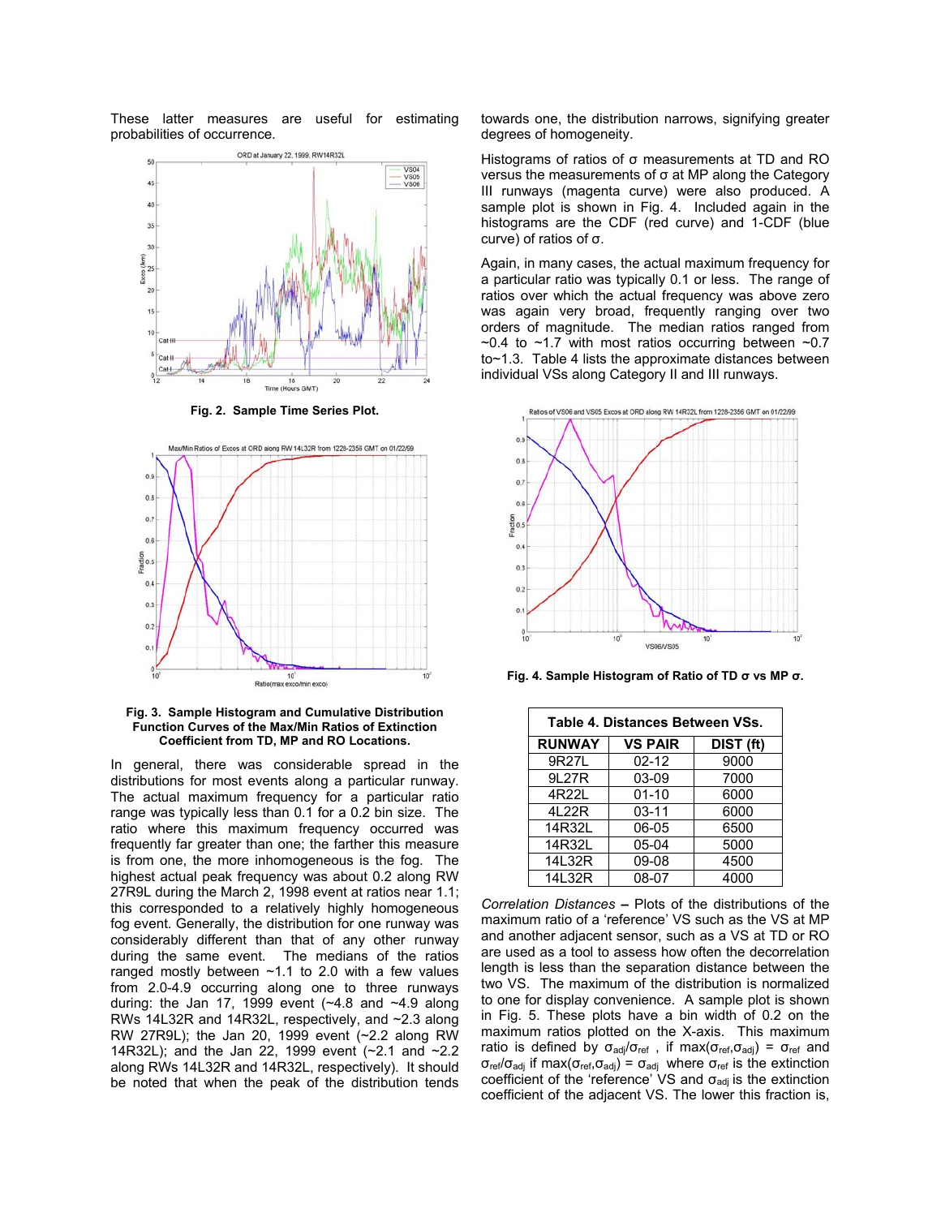These latter measures are useful for estimating probabilities of occurrence.

**Fig. 2. Sample Time Series Plot.**

**Fig. 3. Sample Histogram and Cumulative Distribution Function Curves of the Max/Min Ratios of Extinction Coefficient from TD, MP and RO Locations.**

In general, there was considerable spread in the distributions for most events along a particular runway. The actual maximum frequency for a particular ratio range was typically less than 0.1 for a 0.2 bin size. The ratio where this maximum frequency occurred was frequently far greater than one; the farther this measure is from one, the more inhomogeneous is the fog. The highest actual peak frequency was about 0.2 along RW 27R9L during the March 2, 1998 event at ratios near 1.1; this corresponded to a relatively highly homogeneous fog event. Generally, the distribution for one runway was considerably different than that of any other runway during the same event. The medians of the ratios ranged mostly between ~1.1 to 2.0 with a few values from 2.0-4.9 occurring along one to three runways during: the Jan 17, 1999 event (~4.8 and ~4.9 along RWs 14L32R and 14R32L, respectively, and ~2.3 along RW 27R9L); the Jan 20, 1999 event (~2.2 along RW 14R32L); and the Jan 22, 1999 event (~2.1 and ~2.2 along RWs 14L32R and 14R32L, respectively). It should be noted that when the peak of the distribution tends towards one, the distribution narrows, signifying greater degrees of homogeneity.

Histograms of ratios of σ measurements at TD and RO versus the measurements of σ at MP along the Category III runways (magenta curve) were also produced. A sample plot is shown in Fig. 4. Included again in the histograms are the CDF (red curve) and 1-CDF (blue curve) of ratios of σ.

Again, in many cases, the actual maximum frequency for a particular ratio was typically 0.1 or less. The range of ratios over which the actual frequency was above zero was again very broad, frequently ranging over two orders of magnitude. The median ratios ranged from ~0.4 to ~1.7 with most ratios occurring between ~0.7 to~1.3. Table 4 lists the approximate distances between individual VSs along Category II and III runways.

**Fig. 4. Sample Histogram of Ratio of TD σ vs MP σ.**

**Table 4. Distances Between VSs.**

| RUNWAY | VS PAIR | DIST (ft) |
|---|---|---|
| 9R27L | 02-12 | 9000 |
| 9L27R | 03-09 | 7000 |
| 4R22L | 01-10 | 6000 |
| 4L22R | 03-11 | 6000 |
| 14R32L | 06-05 | 6500 |
| 14R32L | 05-04 | 5000 |
| 14L32R | 09-08 | 4500 |
| 14L32R | 08-07 | 4000 |

*Correlation Distances* **–** Plots of the distributions of the maximum ratio of a 'reference' VS such as the VS at MP and another adjacent sensor, such as a VS at TD or RO are used as a tool to assess how often the decorrelation length is less than the separation distance between the two VS. The maximum of the distribution is normalized to one for display convenience. A sample plot is shown in Fig. 5. These plots have a bin width of 0.2 on the maximum ratios plotted on the X-axis. This maximum ratio is defined by $\sigma_{adj}/\sigma_{ref}$ , if $\max(\sigma_{ref},\sigma_{adj}) = \sigma_{ref}$ and $\sigma_{ref}/\sigma_{adj}$ if $\max(\sigma_{ref},\sigma_{adj}) = \sigma_{adj}$ where $\sigma_{ref}$ is the extinction coefficient of the 'reference' VS and $\sigma_{adj}$ is the extinction coefficient of the adjacent VS. The lower this fraction is,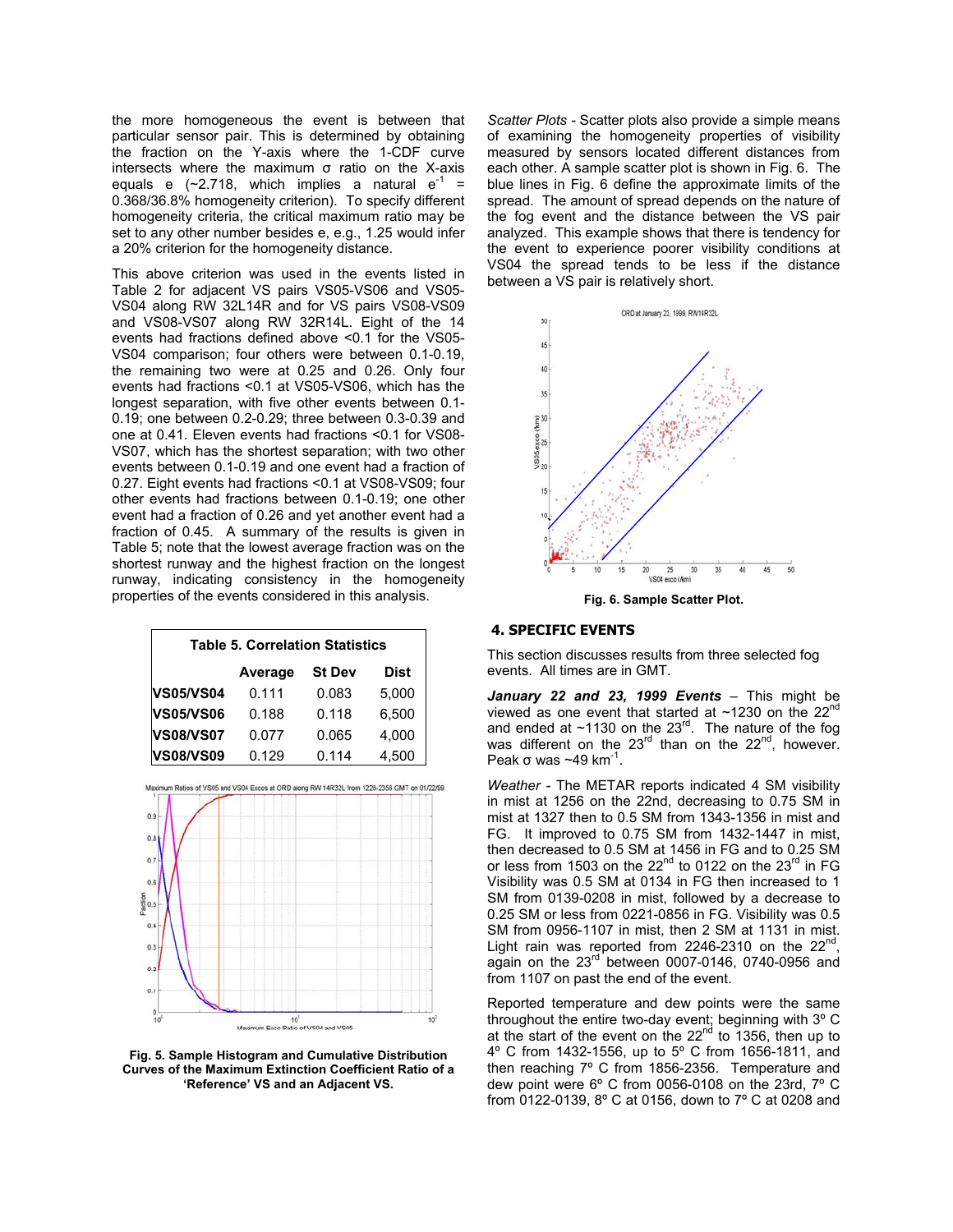the more homogeneous the event is between that particular sensor pair. This is determined by obtaining the fraction on the Y-axis where the 1-CDF curve intersects where the maximum σ ratio on the X-axis equals e (~2.718, which implies a natural $e^{-1}$ = 0.368/36.8% homogeneity criterion). To specify different homogeneity criteria, the critical maximum ratio may be set to any other number besides e, e.g., 1.25 would infer a 20% criterion for the homogeneity distance.

This above criterion was used in the events listed in Table 2 for adjacent VS pairs VS05-VS06 and VS05-VS04 along RW 32L14R and for VS pairs VS08-VS09 and VS08-VS07 along RW 32R14L. Eight of the 14 events had fractions defined above <0.1 for the VS05-VS04 comparison; four others were between 0.1-0.19, the remaining two were at 0.25 and 0.26. Only four events had fractions <0.1 at VS05-VS06, which has the longest separation, with five other events between 0.1-0.19; one between 0.2-0.29; three between 0.3-0.39 and one at 0.41. Eleven events had fractions <0.1 for VS08-VS07, which has the shortest separation; with two other events between 0.1-0.19 and one event had a fraction of 0.27. Eight events had fractions <0.1 at VS08-VS09; four other events had fractions between 0.1-0.19; one other event had a fraction of 0.26 and yet another event had a fraction of 0.45. A summary of the results is given in Table 5; note that the lowest average fraction was on the shortest runway and the highest fraction on the longest runway, indicating consistency in the homogeneity properties of the events considered in this analysis.

**Table 5. Correlation Statistics**

| | Average | St Dev | Dist |
|---|---|---|---|
| **VS05/VS04** | 0.111 | 0.083 | 5,000 |
| **VS05/VS06** | 0.188 | 0.118 | 6,500 |
| **VS08/VS07** | 0.077 | 0.065 | 4,000 |
| **VS08/VS09** | 0.129 | 0.114 | 4,500 |

**Fig. 5. Sample Histogram and Cumulative Distribution Curves of the Maximum Extinction Coefficient Ratio of a 'Reference' VS and an Adjacent VS.**

*Scatter Plots* - Scatter plots also provide a simple means of examining the homogeneity properties of visibility measured by sensors located different distances from each other. A sample scatter plot is shown in Fig. 6. The blue lines in Fig. 6 define the approximate limits of the spread. The amount of spread depends on the nature of the fog event and the distance between the VS pair analyzed. This example shows that there is tendency for the event to experience poorer visibility conditions at VS04 the spread tends to be less if the distance between a VS pair is relatively short.

**Fig. 6. Sample Scatter Plot.**

## 4. SPECIFIC EVENTS

This section discusses results from three selected fog events. All times are in GMT.

***January 22 and 23, 1999 Events*** – This might be viewed as one event that started at ~1230 on the 22nd and ended at ~1130 on the 23rd. The nature of the fog was different on the 23rd than on the 22nd, however. Peak σ was ~49 km$^{-1}$.

*Weather* - The METAR reports indicated 4 SM visibility in mist at 1256 on the 22nd, decreasing to 0.75 SM in mist at 1327 then to 0.5 SM from 1343-1356 in mist and FG. It improved to 0.75 SM from 1432-1447 in mist, then decreased to 0.5 SM at 1456 in FG and to 0.25 SM or less from 1503 on the 22nd to 0122 on the 23rd in FG Visibility was 0.5 SM at 0134 in FG then increased to 1 SM from 0139-0208 in mist, followed by a decrease to 0.25 SM or less from 0221-0856 in FG. Visibility was 0.5 SM from 0956-1107 in mist, then 2 SM at 1131 in mist. Light rain was reported from 2246-2310 on the 22nd, again on the 23rd between 0007-0146, 0740-0956 and from 1107 on past the end of the event.

Reported temperature and dew points were the same throughout the entire two-day event; beginning with 3º C at the start of the event on the 22nd to 1356, then up to 4º C from 1432-1556, up to 5º C from 1656-1811, and then reaching 7º C from 1856-2356. Temperature and dew point were 6º C from 0056-0108 on the 23rd, 7º C from 0122-0139, 8º C at 0156, down to 7º C at 0208 and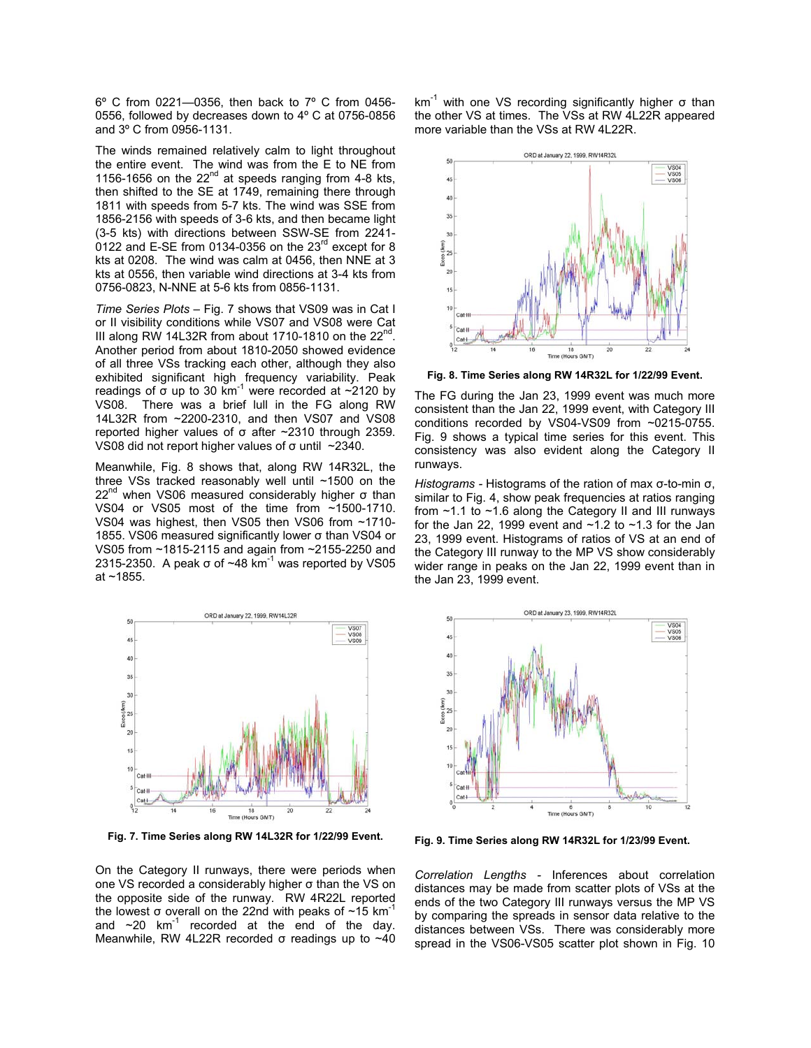6º C from 0221—0356, then back to 7º C from 0456-0556, followed by decreases down to 4º C at 0756-0856 and 3º C from 0956-1131.

The winds remained relatively calm to light throughout the entire event. The wind was from the E to NE from 1156-1656 on the 22nd at speeds ranging from 4-8 kts, then shifted to the SE at 1749, remaining there through 1811 with speeds from 5-7 kts. The wind was SSE from 1856-2156 with speeds of 3-6 kts, and then became light (3-5 kts) with directions between SSW-SE from 2241-0122 and E-SE from 0134-0356 on the 23rd except for 8 kts at 0208. The wind was calm at 0456, then NNE at 3 kts at 0556, then variable wind directions at 3-4 kts from 0756-0823, N-NNE at 5-6 kts from 0856-1131.

*Time Series Plots* – Fig. 7 shows that VS09 was in Cat I or II visibility conditions while VS07 and VS08 were Cat III along RW 14L32R from about 1710-1810 on the 22nd. Another period from about 1810-2050 showed evidence of all three VSs tracking each other, although they also exhibited significant high frequency variability. Peak readings of σ up to 30 km$^{-1}$ were recorded at ~2120 by VS08. There was a brief lull in the FG along RW 14L32R from ~2200-2310, and then VS07 and VS08 reported higher values of σ after ~2310 through 2359. VS08 did not report higher values of σ until ~2340.

Meanwhile, Fig. 8 shows that, along RW 14R32L, the three VSs tracked reasonably well until ~1500 on the 22nd when VS06 measured considerably higher σ than VS04 or VS05 most of the time from ~1500-1710. VS04 was highest, then VS05 then VS06 from ~1710-1855. VS06 measured significantly lower σ than VS04 or VS05 from ~1815-2115 and again from ~2155-2250 and 2315-2350. A peak σ of ~48 km$^{-1}$ was reported by VS05 at ~1855.

Fig. 7. Time Series along RW 14L32R for 1/22/99 Event.

On the Category II runways, there were periods when one VS recorded a considerably higher σ than the VS on the opposite side of the runway. RW 4R22L reported the lowest σ overall on the 22nd with peaks of ~15 km$^{-1}$ and ~20 km$^{-1}$ recorded at the end of the day. Meanwhile, RW 4L22R recorded σ readings up to ~40 km$^{-1}$ with one VS recording significantly higher σ than the other VS at times. The VSs at RW 4L22R appeared more variable than the VSs at RW 4L22R.

Fig. 8. Time Series along RW 14R32L for 1/22/99 Event.

The FG during the Jan 23, 1999 event was much more consistent than the Jan 22, 1999 event, with Category III conditions recorded by VS04-VS09 from ~0215-0755. Fig. 9 shows a typical time series for this event. This consistency was also evident along the Category II runways.

*Histograms* - Histograms of the ration of max σ-to-min σ, similar to Fig. 4, show peak frequencies at ratios ranging from ~1.1 to ~1.6 along the Category II and III runways for the Jan 22, 1999 event and ~1.2 to ~1.3 for the Jan 23, 1999 event. Histograms of ratios of VS at an end of the Category III runway to the MP VS show considerably wider range in peaks on the Jan 22, 1999 event than in the Jan 23, 1999 event.

Fig. 9. Time Series along RW 14R32L for 1/23/99 Event.

*Correlation Lengths* - Inferences about correlation distances may be made from scatter plots of VSs at the ends of the two Category III runways versus the MP VS by comparing the spreads in sensor data relative to the distances between VSs. There was considerably more spread in the VS06-VS05 scatter plot shown in Fig. 10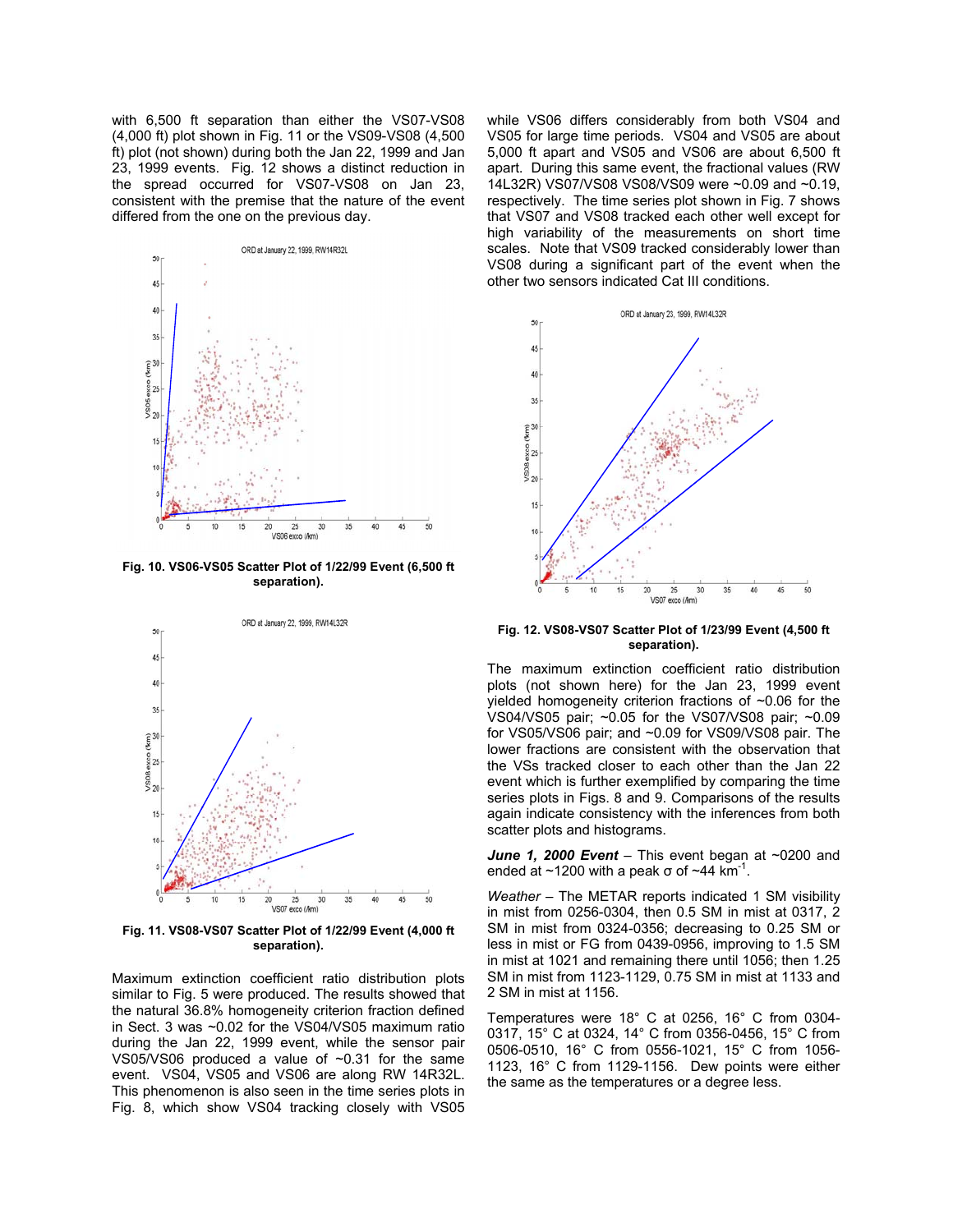with 6,500 ft separation than either the VS07-VS08 (4,000 ft) plot shown in Fig. 11 or the VS09-VS08 (4,500 ft) plot (not shown) during both the Jan 22, 1999 and Jan 23, 1999 events. Fig. 12 shows a distinct reduction in the spread occurred for VS07-VS08 on Jan 23, consistent with the premise that the nature of the event differed from the one on the previous day.

**Fig. 10. VS06-VS05 Scatter Plot of 1/22/99 Event (6,500 ft separation).**

**Fig. 11. VS08-VS07 Scatter Plot of 1/22/99 Event (4,000 ft separation).**

Maximum extinction coefficient ratio distribution plots similar to Fig. 5 were produced. The results showed that the natural 36.8% homogeneity criterion fraction defined in Sect. 3 was ~0.02 for the VS04/VS05 maximum ratio during the Jan 22, 1999 event, while the sensor pair VS05/VS06 produced a value of ~0.31 for the same event. VS04, VS05 and VS06 are along RW 14R32L. This phenomenon is also seen in the time series plots in Fig. 8, which show VS04 tracking closely with VS05 while VS06 differs considerably from both VS04 and VS05 for large time periods. VS04 and VS05 are about 5,000 ft apart and VS05 and VS06 are about 6,500 ft apart. During this same event, the fractional values (RW 14L32R) VS07/VS08 VS08/VS09 were ~0.09 and ~0.19, respectively. The time series plot shown in Fig. 7 shows that VS07 and VS08 tracked each other well except for high variability of the measurements on short time scales. Note that VS09 tracked considerably lower than VS08 during a significant part of the event when the other two sensors indicated Cat III conditions.

**Fig. 12. VS08-VS07 Scatter Plot of 1/23/99 Event (4,500 ft separation).**

The maximum extinction coefficient ratio distribution plots (not shown here) for the Jan 23, 1999 event yielded homogeneity criterion fractions of ~0.06 for the VS04/VS05 pair; ~0.05 for the VS07/VS08 pair; ~0.09 for VS05/VS06 pair; and ~0.09 for VS09/VS08 pair. The lower fractions are consistent with the observation that the VSs tracked closer to each other than the Jan 22 event which is further exemplified by comparing the time series plots in Figs. 8 and 9. Comparisons of the results again indicate consistency with the inferences from both scatter plots and histograms.

***June 1, 2000 Event*** – This event began at ~0200 and ended at ~1200 with a peak σ of ~44 km$^{-1}$.

*Weather* – The METAR reports indicated 1 SM visibility in mist from 0256-0304, then 0.5 SM in mist at 0317, 2 SM in mist from 0324-0356; decreasing to 0.25 SM or less in mist or FG from 0439-0956, improving to 1.5 SM in mist at 1021 and remaining there until 1056; then 1.25 SM in mist from 1123-1129, 0.75 SM in mist at 1133 and 2 SM in mist at 1156.

Temperatures were 18° C at 0256, 16° C from 0304-0317, 15° C at 0324, 14° C from 0356-0456, 15° C from 0506-0510, 16° C from 0556-1021, 15° C from 1056-1123, 16° C from 1129-1156. Dew points were either the same as the temperatures or a degree less.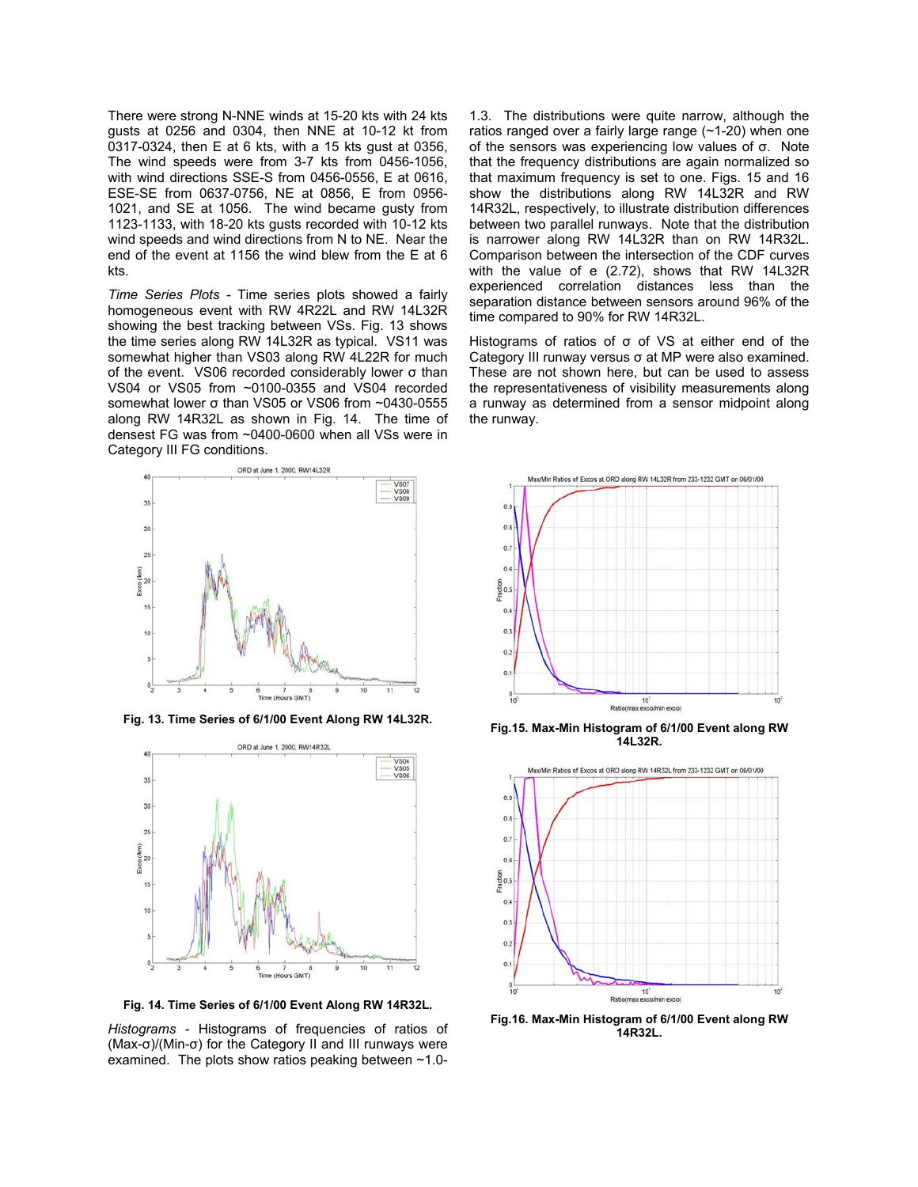There were strong N-NNE winds at 15-20 kts with 24 kts gusts at 0256 and 0304, then NNE at 10-12 kt from 0317-0324, then E at 6 kts, with a 15 kts gust at 0356, The wind speeds were from 3-7 kts from 0456-1056, with wind directions SSE-S from 0456-0556, E at 0616, ESE-SE from 0637-0756, NE at 0856, E from 0956-1021, and SE at 1056. The wind became gusty from 1123-1133, with 18-20 kts gusts recorded with 10-12 kts wind speeds and wind directions from N to NE. Near the end of the event at 1156 the wind blew from the E at 6 kts.

*Time Series Plots* - Time series plots showed a fairly homogeneous event with RW 4R22L and RW 14L32R showing the best tracking between VSs. Fig. 13 shows the time series along RW 14L32R as typical. VS11 was somewhat higher than VS03 along RW 4L22R for much of the event. VS06 recorded considerably lower σ than VS04 or VS05 from ~0100-0355 and VS04 recorded somewhat lower σ than VS05 or VS06 from ~0430-0555 along RW 14R32L as shown in Fig. 14. The time of densest FG was from ~0400-0600 when all VSs were in Category III FG conditions.

**Fig. 13. Time Series of 6/1/00 Event Along RW 14L32R.**

**Fig. 14. Time Series of 6/1/00 Event Along RW 14R32L.**

*Histograms* - Histograms of frequencies of ratios of (Max-σ)/(Min-σ) for the Category II and III runways were examined. The plots show ratios peaking between ~1.0-1.3. The distributions were quite narrow, although the ratios ranged over a fairly large range (~1-20) when one of the sensors was experiencing low values of σ. Note that the frequency distributions are again normalized so that maximum frequency is set to one. Figs. 15 and 16 show the distributions along RW 14L32R and RW 14R32L, respectively, to illustrate distribution differences between two parallel runways. Note that the distribution is narrower along RW 14L32R than on RW 14R32L. Comparison between the intersection of the CDF curves with the value of e (2.72), shows that RW 14L32R experienced correlation distances less than the separation distance between sensors around 96% of the time compared to 90% for RW 14R32L.

Histograms of ratios of σ of VS at either end of the Category III runway versus σ at MP were also examined. These are not shown here, but can be used to assess the representativeness of visibility measurements along a runway as determined from a sensor midpoint along the runway.

**Fig.15. Max-Min Histogram of 6/1/00 Event along RW 14L32R.**

**Fig.16. Max-Min Histogram of 6/1/00 Event along RW 14R32L.**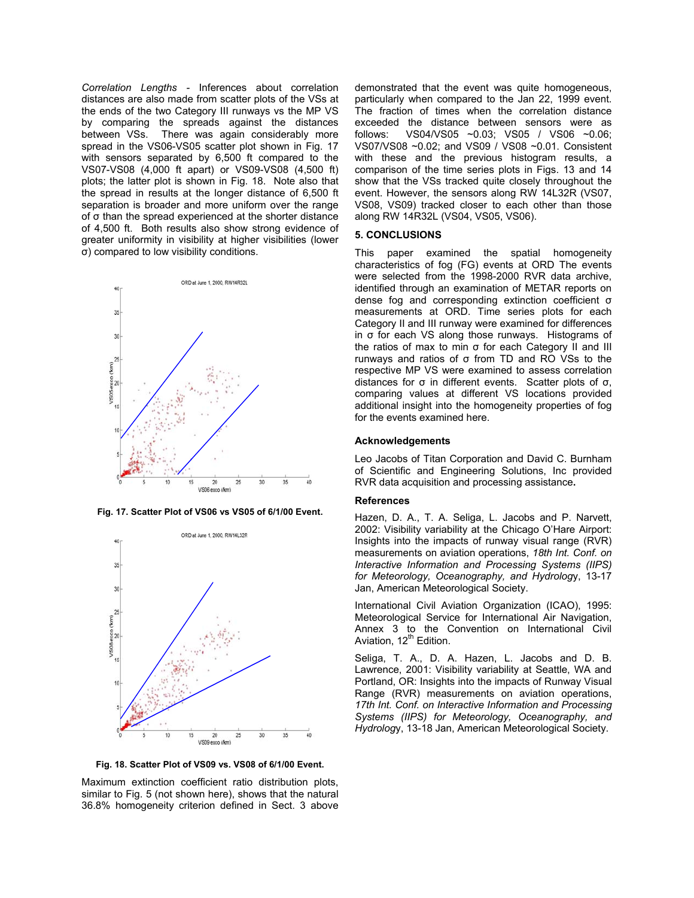*Correlation Lengths* - Inferences about correlation distances are also made from scatter plots of the VSs at the ends of the two Category III runways vs the MP VS by comparing the spreads against the distances between VSs. There was again considerably more spread in the VS06-VS05 scatter plot shown in Fig. 17 with sensors separated by 6,500 ft compared to the VS07-VS08 (4,000 ft apart) or VS09-VS08 (4,500 ft) plots; the latter plot is shown in Fig. 18. Note also that the spread in results at the longer distance of 6,500 ft separation is broader and more uniform over the range of σ than the spread experienced at the shorter distance of 4,500 ft. Both results also show strong evidence of greater uniformity in visibility at higher visibilities (lower σ) compared to low visibility conditions.

ORD at June 1, 2000, RW14R32L

VS05exco (/km)

VS06 exco (/km)

0 5 10 15 20 25 30 35 40

**Fig. 17. Scatter Plot of VS06 vs VS05 of 6/1/00 Event.**

ORD at June 1, 2000, RW14L32R

VS08exco (/km)

VS09 exco (/km)

0 5 10 15 20 25 30 35 40

**Fig. 18. Scatter Plot of VS09 vs. VS08 of 6/1/00 Event.**

Maximum extinction coefficient ratio distribution plots, similar to Fig. 5 (not shown here), shows that the natural 36.8% homogeneity criterion defined in Sect. 3 above demonstrated that the event was quite homogeneous, particularly when compared to the Jan 22, 1999 event. The fraction of times when the correlation distance exceeded the distance between sensors were as follows: VS04/VS05 ~0.03; VS05 / VS06 ~0.06; VS07/VS08 ~0.02; and VS09 / VS08 ~0.01. Consistent with these and the previous histogram results, a comparison of the time series plots in Figs. 13 and 14 show that the VSs tracked quite closely throughout the event. However, the sensors along RW 14L32R (VS07, VS08, VS09) tracked closer to each other than those along RW 14R32L (VS04, VS05, VS06).

## 5. CONCLUSIONS

This paper examined the spatial homogeneity characteristics of fog (FG) events at ORD The events were selected from the 1998-2000 RVR data archive, identified through an examination of METAR reports on dense fog and corresponding extinction coefficient σ measurements at ORD. Time series plots for each Category II and III runway were examined for differences in σ for each VS along those runways. Histograms of the ratios of max to min σ for each Category II and III runways and ratios of σ from TD and RO VSs to the respective MP VS were examined to assess correlation distances for σ in different events. Scatter plots of σ, comparing values at different VS locations provided additional insight into the homogeneity properties of fog for the events examined here.

### Acknowledgements

Leo Jacobs of Titan Corporation and David C. Burnham of Scientific and Engineering Solutions, Inc provided RVR data acquisition and processing assistance.

### References

Hazen, D. A., T. A. Seliga, L. Jacobs and P. Narvett, 2002: Visibility variability at the Chicago O'Hare Airport: Insights into the impacts of runway visual range (RVR) measurements on aviation operations, *18th Int. Conf. on Interactive Information and Processing Systems (IIPS) for Meteorology, Oceanography, and Hydrology*, 13-17 Jan, American Meteorological Society.

International Civil Aviation Organization (ICAO), 1995: Meteorological Service for International Air Navigation, Annex 3 to the Convention on International Civil Aviation, 12th Edition.

Seliga, T. A., D. A. Hazen, L. Jacobs and D. B. Lawrence, 2001: Visibility variability at Seattle, WA and Portland, OR: Insights into the impacts of Runway Visual Range (RVR) measurements on aviation operations, *17th Int. Conf. on Interactive Information and Processing Systems (IIPS) for Meteorology, Oceanography, and Hydrology*, 13-18 Jan, American Meteorological Society.